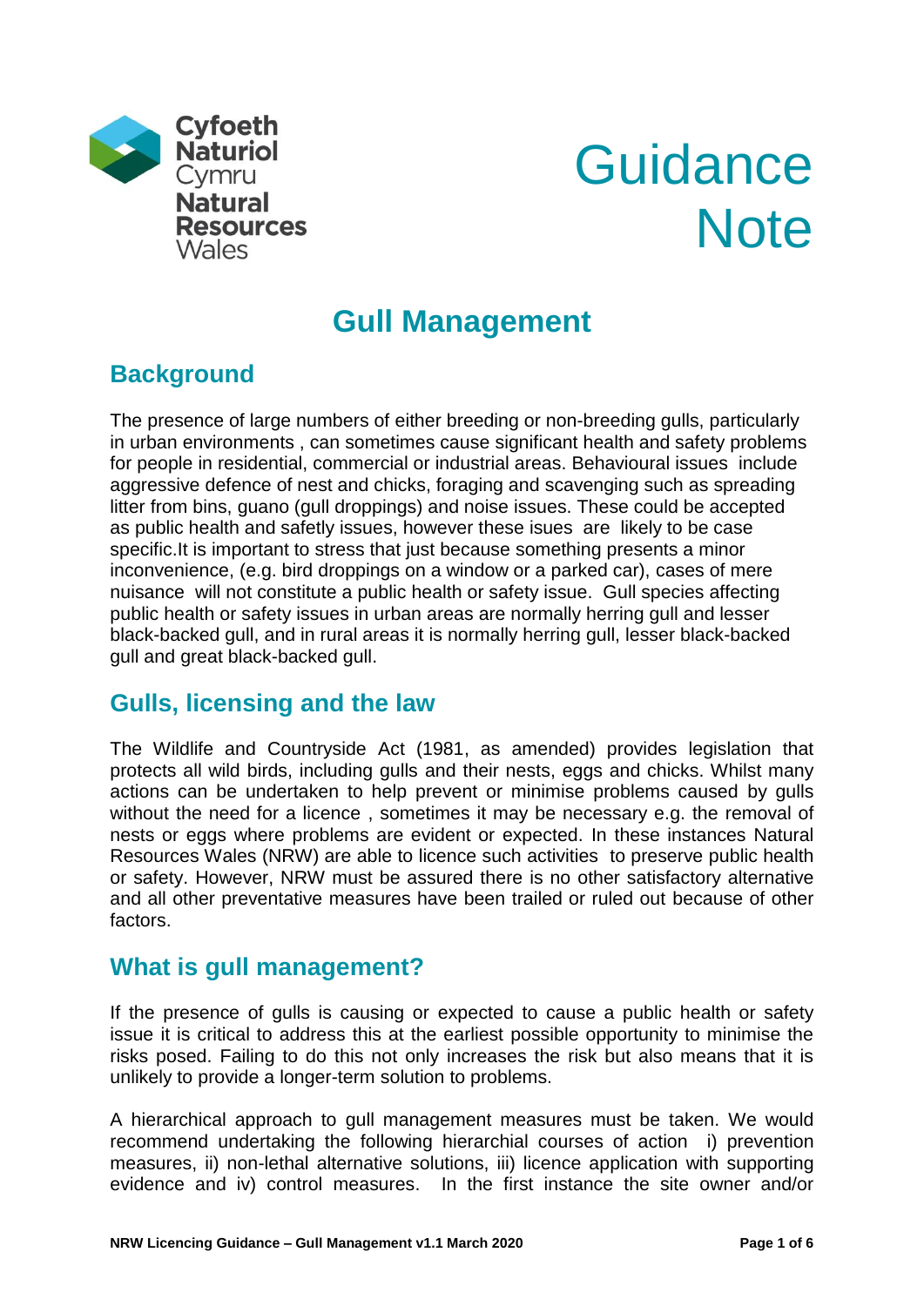Cyfoeth Naturiol Cymru
Natural Resources Wales

# Guidance Note

# Gull Management

## Background

The presence of large numbers of either breeding or non-breeding gulls, particularly in urban environments , can sometimes cause significant health and safety problems for people in residential, commercial or industrial areas. Behavioural issues include aggressive defence of nest and chicks, foraging and scavenging such as spreading litter from bins, guano (gull droppings) and noise issues. These could be accepted as public health and safety issues, however these isues are likely to be case specific.It is important to stress that just because something presents a minor inconvenience, (e.g. bird droppings on a window or a parked car), cases of mere nuisance will not constitute a public health or safety issue. Gull species affecting public health or safety issues in urban areas are normally herring gull and lesser black-backed gull, and in rural areas it is normally herring gull, lesser black-backed gull and great black-backed gull.

## Gulls, licensing and the law

The Wildlife and Countryside Act (1981, as amended) provides legislation that protects all wild birds, including gulls and their nests, eggs and chicks. Whilst many actions can be undertaken to help prevent or minimise problems caused by gulls without the need for a licence , sometimes it may be necessary e.g. the removal of nests or eggs where problems are evident or expected. In these instances Natural Resources Wales (NRW) are able to licence such activities to preserve public health or safety. However, NRW must be assured there is no other satisfactory alternative and all other preventative measures have been trailed or ruled out because of other factors.

## What is gull management?

If the presence of gulls is causing or expected to cause a public health or safety issue it is critical to address this at the earliest possible opportunity to minimise the risks posed. Failing to do this not only increases the risk but also means that it is unlikely to provide a longer-term solution to problems.

A hierarchical approach to gull management measures must be taken. We would recommend undertaking the following hierarchial courses of action i) prevention measures, ii) non-lethal alternative solutions, iii) licence application with supporting evidence and iv) control measures. In the first instance the site owner and/or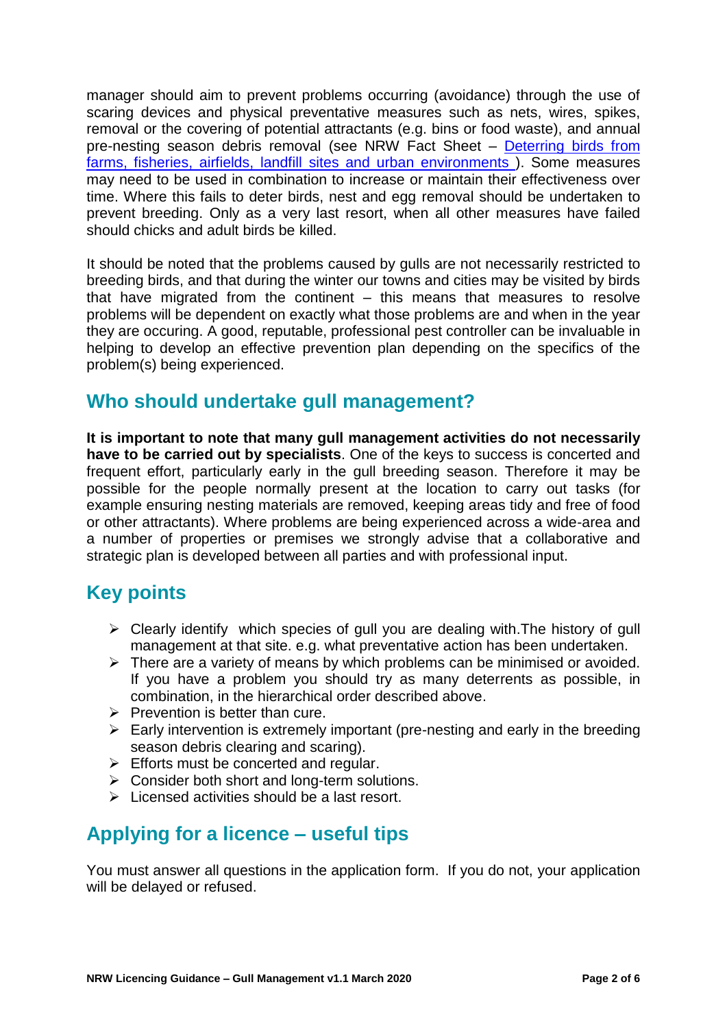manager should aim to prevent problems occurring (avoidance) through the use of scaring devices and physical preventative measures such as nets, wires, spikes, removal or the covering of potential attractants (e.g. bins or food waste), and annual pre-nesting season debris removal (see NRW Fact Sheet – [Deterring birds from farms, fisheries, airfields, landfill sites and urban environments](#) ). Some measures may need to be used in combination to increase or maintain their effectiveness over time. Where this fails to deter birds, nest and egg removal should be undertaken to prevent breeding. Only as a very last resort, when all other measures have failed should chicks and adult birds be killed.

It should be noted that the problems caused by gulls are not necessarily restricted to breeding birds, and that during the winter our towns and cities may be visited by birds that have migrated from the continent – this means that measures to resolve problems will be dependent on exactly what those problems are and when in the year they are occuring. A good, reputable, professional pest controller can be invaluable in helping to develop an effective prevention plan depending on the specifics of the problem(s) being experienced.

## Who should undertake gull management?

**It is important to note that many gull management activities do not necessarily have to be carried out by specialists**. One of the keys to success is concerted and frequent effort, particularly early in the gull breeding season. Therefore it may be possible for the people normally present at the location to carry out tasks (for example ensuring nesting materials are removed, keeping areas tidy and free of food or other attractants). Where problems are being experienced across a wide-area and a number of properties or premises we strongly advise that a collaborative and strategic plan is developed between all parties and with professional input.

## Key points

- Clearly identify which species of gull you are dealing with.The history of gull management at that site. e.g. what preventative action has been undertaken.
- There are a variety of means by which problems can be minimised or avoided. If you have a problem you should try as many deterrents as possible, in combination, in the hierarchical order described above.
- Prevention is better than cure.
- Early intervention is extremely important (pre-nesting and early in the breeding season debris clearing and scaring).
- Efforts must be concerted and regular.
- Consider both short and long-term solutions.
- Licensed activities should be a last resort.

## Applying for a licence – useful tips

You must answer all questions in the application form. If you do not, your application will be delayed or refused.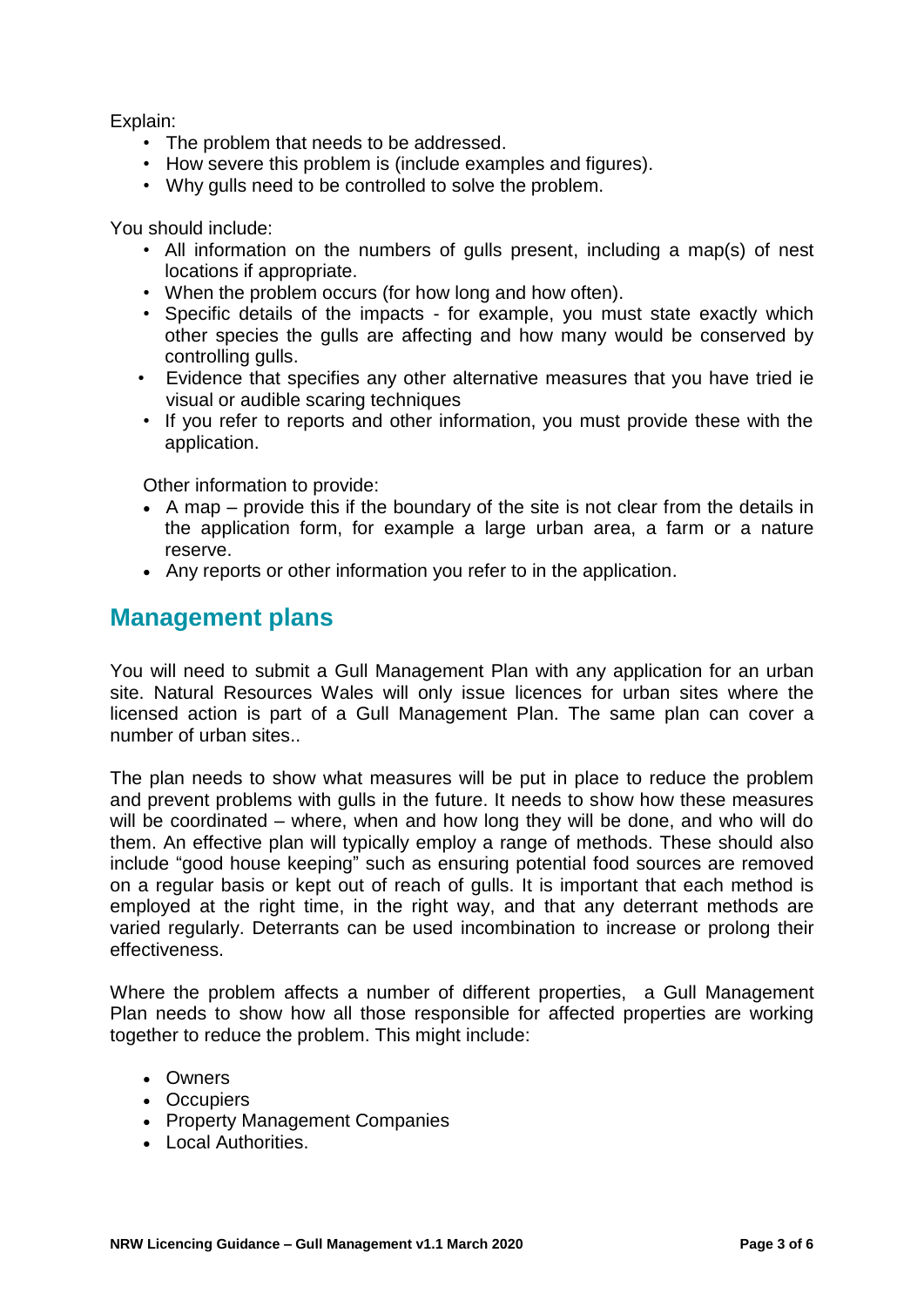Explain:

- The problem that needs to be addressed.
- How severe this problem is (include examples and figures).
- Why gulls need to be controlled to solve the problem.

You should include:

- All information on the numbers of gulls present, including a map(s) of nest locations if appropriate.
- When the problem occurs (for how long and how often).
- Specific details of the impacts - for example, you must state exactly which other species the gulls are affecting and how many would be conserved by controlling gulls.
- Evidence that specifies any other alternative measures that you have tried ie visual or audible scaring techniques
- If you refer to reports and other information, you must provide these with the application.

Other information to provide:

- A map – provide this if the boundary of the site is not clear from the details in the application form, for example a large urban area, a farm or a nature reserve.
- Any reports or other information you refer to in the application.

## Management plans

You will need to submit a Gull Management Plan with any application for an urban site. Natural Resources Wales will only issue licences for urban sites where the licensed action is part of a Gull Management Plan. The same plan can cover a number of urban sites..

The plan needs to show what measures will be put in place to reduce the problem and prevent problems with gulls in the future. It needs to show how these measures will be coordinated – where, when and how long they will be done, and who will do them. An effective plan will typically employ a range of methods. These should also include "good house keeping" such as ensuring potential food sources are removed on a regular basis or kept out of reach of gulls. It is important that each method is employed at the right time, in the right way, and that any deterrant methods are varied regularly. Deterrants can be used incombination to increase or prolong their effectiveness.

Where the problem affects a number of different properties, a Gull Management Plan needs to show how all those responsible for affected properties are working together to reduce the problem. This might include:

- Owners
- Occupiers
- Property Management Companies
- Local Authorities.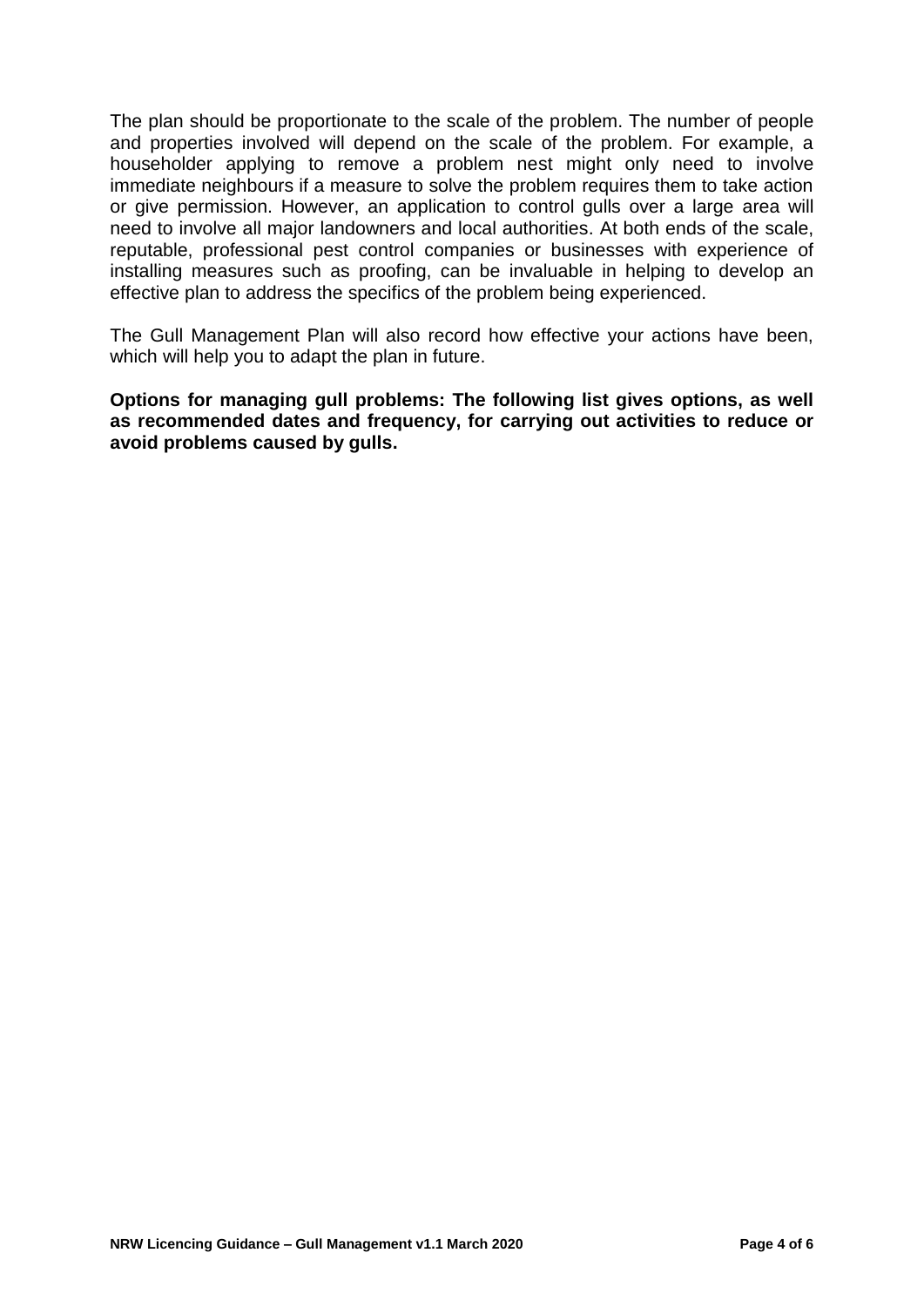The plan should be proportionate to the scale of the problem. The number of people and properties involved will depend on the scale of the problem. For example, a householder applying to remove a problem nest might only need to involve immediate neighbours if a measure to solve the problem requires them to take action or give permission. However, an application to control gulls over a large area will need to involve all major landowners and local authorities. At both ends of the scale, reputable, professional pest control companies or businesses with experience of installing measures such as proofing, can be invaluable in helping to develop an effective plan to address the specifics of the problem being experienced.

The Gull Management Plan will also record how effective your actions have been, which will help you to adapt the plan in future.

**Options for managing gull problems: The following list gives options, as well as recommended dates and frequency, for carrying out activities to reduce or avoid problems caused by gulls.**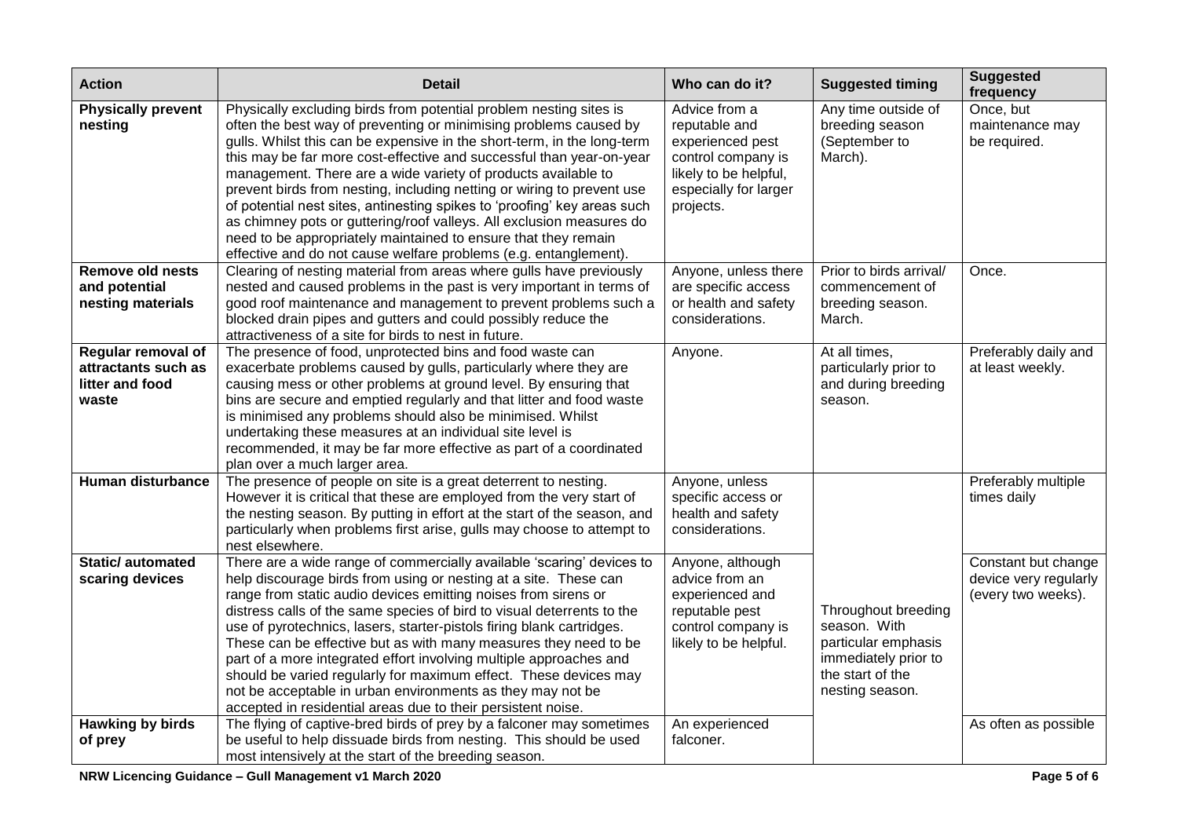| Action | Detail | Who can do it? | Suggested timing | Suggested frequency |
|---|---|---|---|---|
| **Physically prevent nesting** | Physically excluding birds from potential problem nesting sites is often the best way of preventing or minimising problems caused by gulls. Whilst this can be expensive in the short-term, in the long-term this may be far more cost-effective and successful than year-on-year management. There are a wide variety of products available to prevent birds from nesting, including netting or wiring to prevent use of potential nest sites, antinesting spikes to 'proofing' key areas such as chimney pots or guttering/roof valleys. All exclusion measures do need to be appropriately maintained to ensure that they remain effective and do not cause welfare problems (e.g. entanglement). | Advice from a reputable and experienced pest control company is likely to be helpful, especially for larger projects. | Any time outside of breeding season (September to March). | Once, but maintenance may be required. |
| **Remove old nests and potential nesting materials** | Clearing of nesting material from areas where gulls have previously nested and caused problems in the past is very important in terms of good roof maintenance and management to prevent problems such a blocked drain pipes and gutters and could possibly reduce the attractiveness of a site for birds to nest in future. | Anyone, unless there are specific access or health and safety considerations. | Prior to birds arrival/ commencement of breeding season. March. | Once. |
| **Regular removal of attractants such as litter and food waste** | The presence of food, unprotected bins and food waste can exacerbate problems caused by gulls, particularly where they are causing mess or other problems at ground level. By ensuring that bins are secure and emptied regularly and that litter and food waste is minimised any problems should also be minimised. Whilst undertaking these measures at an individual site level is recommended, it may be far more effective as part of a coordinated plan over a much larger area. | Anyone. | At all times, particularly prior to and during breeding season. | Preferably daily and at least weekly. |
| **Human disturbance** | The presence of people on site is a great deterrent to nesting. However it is critical that these are employed from the very start of the nesting season. By putting in effort at the start of the season, and particularly when problems first arise, gulls may choose to attempt to nest elsewhere. | Anyone, unless specific access or health and safety considerations. | Throughout breeding season. With particular emphasis immediately prior to the start of the nesting season. | Preferably multiple times daily |
| **Static/ automated scaring devices** | There are a wide range of commercially available 'scaring' devices to help discourage birds from using or nesting at a site. These can range from static audio devices emitting noises from sirens or distress calls of the same species of bird to visual deterrents to the use of pyrotechnics, lasers, starter-pistols firing blank cartridges. These can be effective but as with many measures they need to be part of a more integrated effort involving multiple approaches and should be varied regularly for maximum effect. These devices may not be acceptable in urban environments as they may not be accepted in residential areas due to their persistent noise. | Anyone, although advice from an experienced and reputable pest control company is likely to be helpful. | | Constant but change device very regularly (every two weeks). |
| **Hawking by birds of prey** | The flying of captive-bred birds of prey by a falconer may sometimes be useful to help dissuade birds from nesting. This should be used most intensively at the start of the breeding season. | An experienced falconer. | | As often as possible |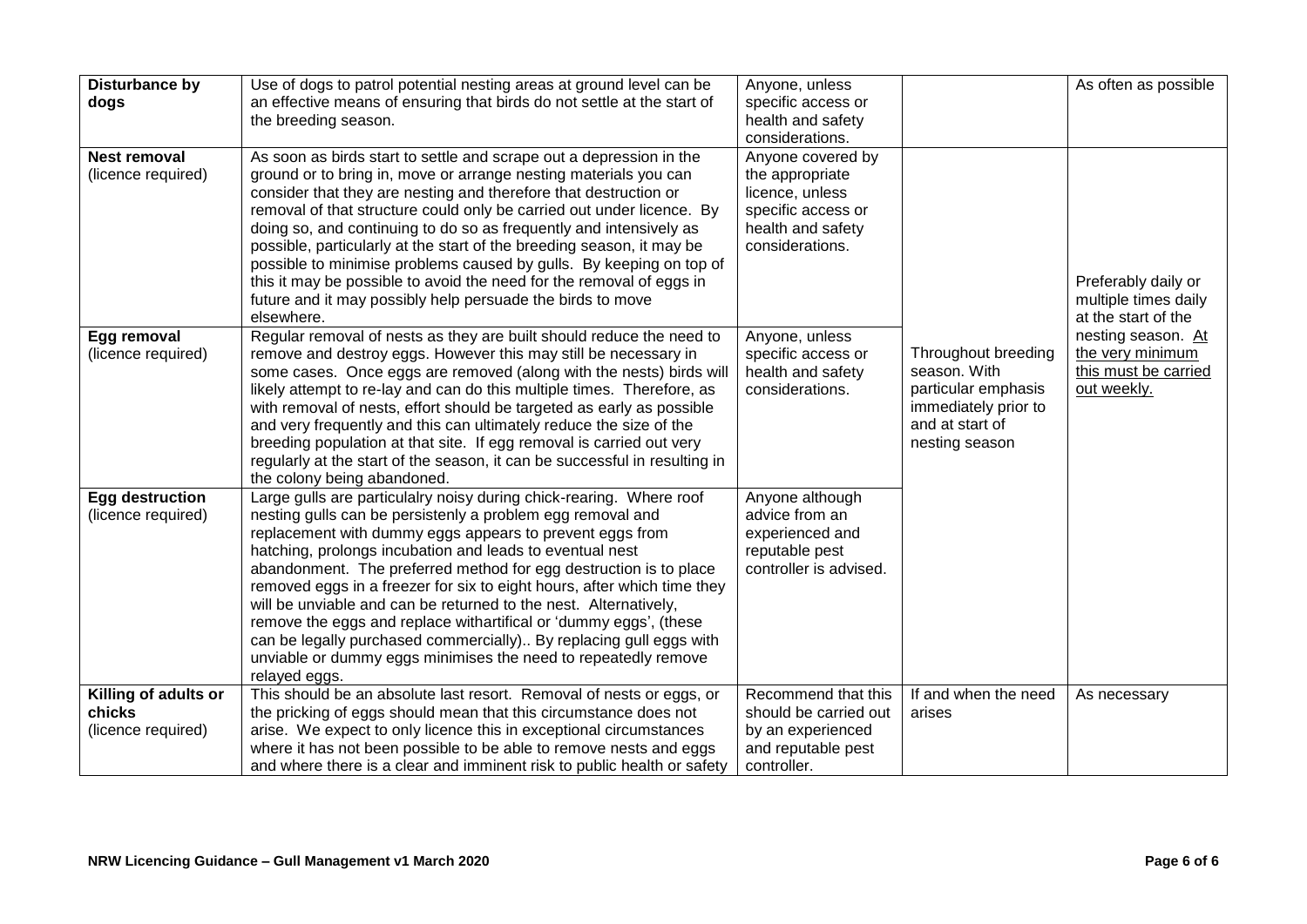| | | | | |
|---|---|---|---|---|
| **Disturbance by dogs** | Use of dogs to patrol potential nesting areas at ground level can be an effective means of ensuring that birds do not settle at the start of the breeding season. | Anyone, unless specific access or health and safety considerations. | | As often as possible |
| **Nest removal** (licence required) | As soon as birds start to settle and scrape out a depression in the ground or to bring in, move or arrange nesting materials you can consider that they are nesting and therefore that destruction or removal of that structure could only be carried out under licence. By doing so, and continuing to do so as frequently and intensively as possible, particularly at the start of the breeding season, it may be possible to minimise problems caused by gulls. By keeping on top of this it may be possible to avoid the need for the removal of eggs in future and it may possibly help persuade the birds to move elsewhere. | Anyone covered by the appropriate licence, unless specific access or health and safety considerations. | Throughout breeding season. With particular emphasis immediately prior to and at start of nesting season | Preferably daily or multiple times daily at the start of the nesting season. <u>At the very minimum this must be carried out weekly.</u> |
| **Egg removal** (licence required) | Regular removal of nests as they are built should reduce the need to remove and destroy eggs. However this may still be necessary in some cases. Once eggs are removed (along with the nests) birds will likely attempt to re-lay and can do this multiple times. Therefore, as with removal of nests, effort should be targeted as early as possible and very frequently and this can ultimately reduce the size of the breeding population at that site. If egg removal is carried out very regularly at the start of the season, it can be successful in resulting in the colony being abandoned. | Anyone, unless specific access or health and safety considerations. | | |
| **Egg destruction** (licence required) | Large gulls are particulalry noisy during chick-rearing. Where roof nesting gulls can be persistenly a problem egg removal and replacement with dummy eggs appears to prevent eggs from hatching, prolongs incubation and leads to eventual nest abandonment. The preferred method for egg destruction is to place removed eggs in a freezer for six to eight hours, after which time they will be unviable and can be returned to the nest. Alternatively, remove the eggs and replace withartifical or 'dummy eggs', (these can be legally purchased commercially).. By replacing gull eggs with unviable or dummy eggs minimises the need to repeatedly remove relayed eggs. | Anyone although advice from an experienced and reputable pest controller is advised. | | |
| **Killing of adults or chicks** (licence required) | This should be an absolute last resort. Removal of nests or eggs, or the pricking of eggs should mean that this circumstance does not arise. We expect to only licence this in exceptional circumstances where it has not been possible to be able to remove nests and eggs and where there is a clear and imminent risk to public health or safety | Recommend that this should be carried out by an experienced and reputable pest controller. | If and when the need arises | As necessary |